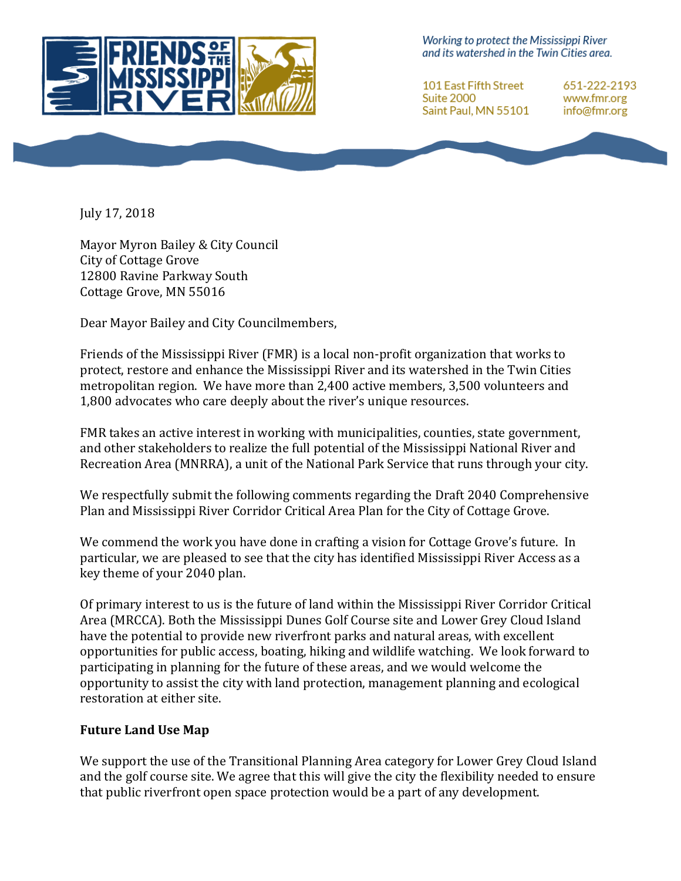Working to protect the Mississippi River and its watershed in the Twin Cities area.

101 East Fifth Street
Suite 2000
Saint Paul, MN 55101

651-222-2193
www.fmr.org
info@fmr.org

July 17, 2018

Mayor Myron Bailey & City Council
City of Cottage Grove
12800 Ravine Parkway South
Cottage Grove, MN 55016

Dear Mayor Bailey and City Councilmembers,

Friends of the Mississippi River (FMR) is a local non-profit organization that works to protect, restore and enhance the Mississippi River and its watershed in the Twin Cities metropolitan region. We have more than 2,400 active members, 3,500 volunteers and 1,800 advocates who care deeply about the river's unique resources.

FMR takes an active interest in working with municipalities, counties, state government, and other stakeholders to realize the full potential of the Mississippi National River and Recreation Area (MNRRA), a unit of the National Park Service that runs through your city.

We respectfully submit the following comments regarding the Draft 2040 Comprehensive Plan and Mississippi River Corridor Critical Area Plan for the City of Cottage Grove.

We commend the work you have done in crafting a vision for Cottage Grove's future. In particular, we are pleased to see that the city has identified Mississippi River Access as a key theme of your 2040 plan.

Of primary interest to us is the future of land within the Mississippi River Corridor Critical Area (MRCCA). Both the Mississippi Dunes Golf Course site and Lower Grey Cloud Island have the potential to provide new riverfront parks and natural areas, with excellent opportunities for public access, boating, hiking and wildlife watching. We look forward to participating in planning for the future of these areas, and we would welcome the opportunity to assist the city with land protection, management planning and ecological restoration at either site.

**Future Land Use Map**

We support the use of the Transitional Planning Area category for Lower Grey Cloud Island and the golf course site. We agree that this will give the city the flexibility needed to ensure that public riverfront open space protection would be a part of any development.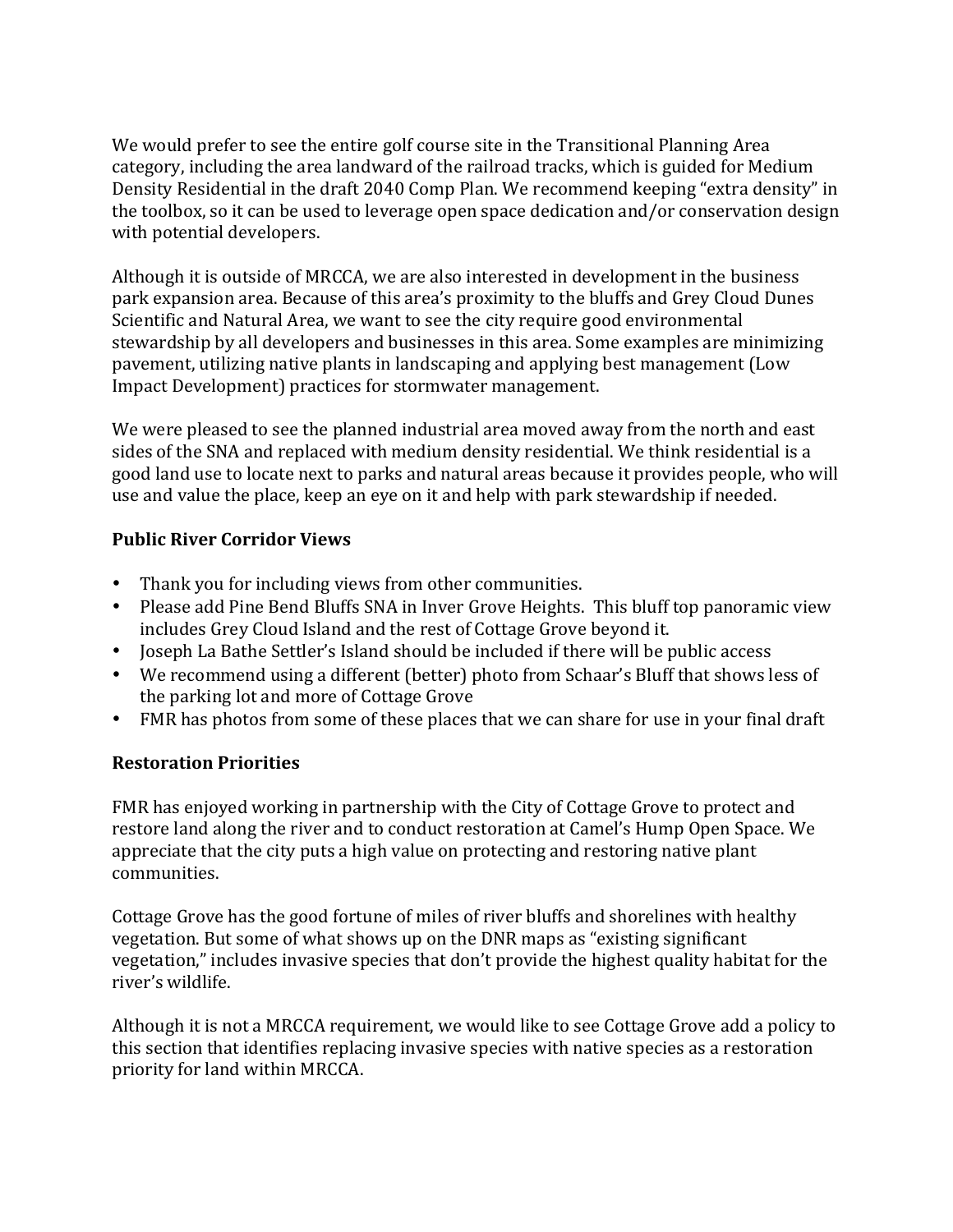We would prefer to see the entire golf course site in the Transitional Planning Area category, including the area landward of the railroad tracks, which is guided for Medium Density Residential in the draft 2040 Comp Plan. We recommend keeping "extra density" in the toolbox, so it can be used to leverage open space dedication and/or conservation design with potential developers.

Although it is outside of MRCCA, we are also interested in development in the business park expansion area. Because of this area's proximity to the bluffs and Grey Cloud Dunes Scientific and Natural Area, we want to see the city require good environmental stewardship by all developers and businesses in this area. Some examples are minimizing pavement, utilizing native plants in landscaping and applying best management (Low Impact Development) practices for stormwater management.

We were pleased to see the planned industrial area moved away from the north and east sides of the SNA and replaced with medium density residential. We think residential is a good land use to locate next to parks and natural areas because it provides people, who will use and value the place, keep an eye on it and help with park stewardship if needed.

**Public River Corridor Views**

- Thank you for including views from other communities.
- Please add Pine Bend Bluffs SNA in Inver Grove Heights. This bluff top panoramic view includes Grey Cloud Island and the rest of Cottage Grove beyond it.
- Joseph La Bathe Settler's Island should be included if there will be public access
- We recommend using a different (better) photo from Schaar's Bluff that shows less of the parking lot and more of Cottage Grove
- FMR has photos from some of these places that we can share for use in your final draft

**Restoration Priorities**

FMR has enjoyed working in partnership with the City of Cottage Grove to protect and restore land along the river and to conduct restoration at Camel's Hump Open Space. We appreciate that the city puts a high value on protecting and restoring native plant communities.

Cottage Grove has the good fortune of miles of river bluffs and shorelines with healthy vegetation. But some of what shows up on the DNR maps as "existing significant vegetation," includes invasive species that don't provide the highest quality habitat for the river's wildlife.

Although it is not a MRCCA requirement, we would like to see Cottage Grove add a policy to this section that identifies replacing invasive species with native species as a restoration priority for land within MRCCA.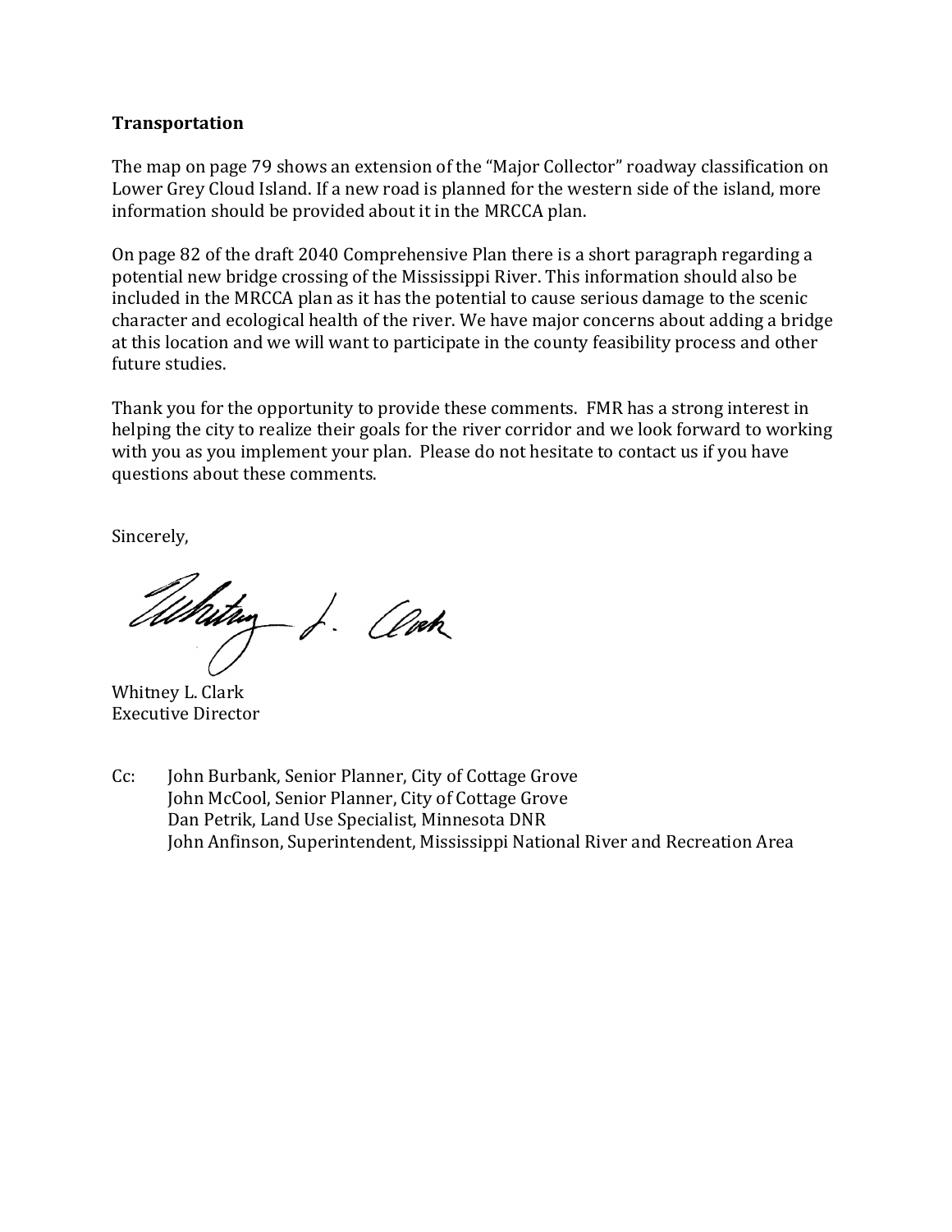**Transportation**

The map on page 79 shows an extension of the "Major Collector" roadway classification on Lower Grey Cloud Island. If a new road is planned for the western side of the island, more information should be provided about it in the MRCCA plan.

On page 82 of the draft 2040 Comprehensive Plan there is a short paragraph regarding a potential new bridge crossing of the Mississippi River. This information should also be included in the MRCCA plan as it has the potential to cause serious damage to the scenic character and ecological health of the river. We have major concerns about adding a bridge at this location and we will want to participate in the county feasibility process and other future studies.

Thank you for the opportunity to provide these comments. FMR has a strong interest in helping the city to realize their goals for the river corridor and we look forward to working with you as you implement your plan. Please do not hesitate to contact us if you have questions about these comments.

Sincerely,

Whitney L. Clark
Executive Director

Cc: John Burbank, Senior Planner, City of Cottage Grove
John McCool, Senior Planner, City of Cottage Grove
Dan Petrik, Land Use Specialist, Minnesota DNR
John Anfinson, Superintendent, Mississippi National River and Recreation Area